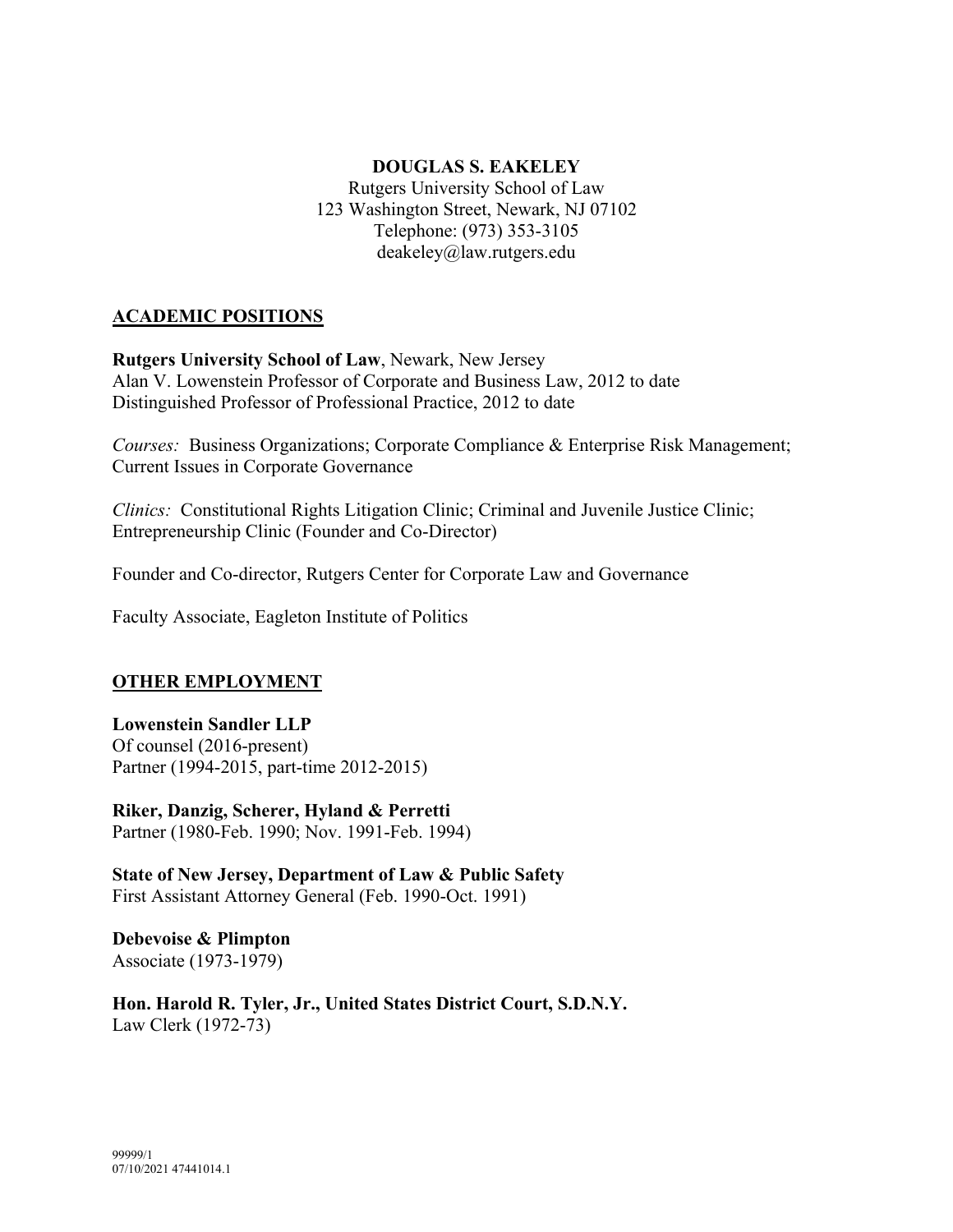# DOUGLAS S. EAKELEY

Rutgers University School of Law
123 Washington Street, Newark, NJ 07102
Telephone: (973) 353-3105
deakeley@law.rutgers.edu

## ACADEMIC POSITIONS

**Rutgers University School of Law**, Newark, New Jersey
Alan V. Lowenstein Professor of Corporate and Business Law, 2012 to date
Distinguished Professor of Professional Practice, 2012 to date

*Courses:* Business Organizations; Corporate Compliance & Enterprise Risk Management; Current Issues in Corporate Governance

*Clinics:* Constitutional Rights Litigation Clinic; Criminal and Juvenile Justice Clinic; Entrepreneurship Clinic (Founder and Co-Director)

Founder and Co-director, Rutgers Center for Corporate Law and Governance

Faculty Associate, Eagleton Institute of Politics

## OTHER EMPLOYMENT

**Lowenstein Sandler LLP**
Of counsel (2016-present)
Partner (1994-2015, part-time 2012-2015)

**Riker, Danzig, Scherer, Hyland & Perretti**
Partner (1980-Feb. 1990; Nov. 1991-Feb. 1994)

**State of New Jersey, Department of Law & Public Safety**
First Assistant Attorney General (Feb. 1990-Oct. 1991)

**Debevoise & Plimpton**
Associate (1973-1979)

**Hon. Harold R. Tyler, Jr., United States District Court, S.D.N.Y.**
Law Clerk (1972-73)

99999/1
07/10/2021 47441014.1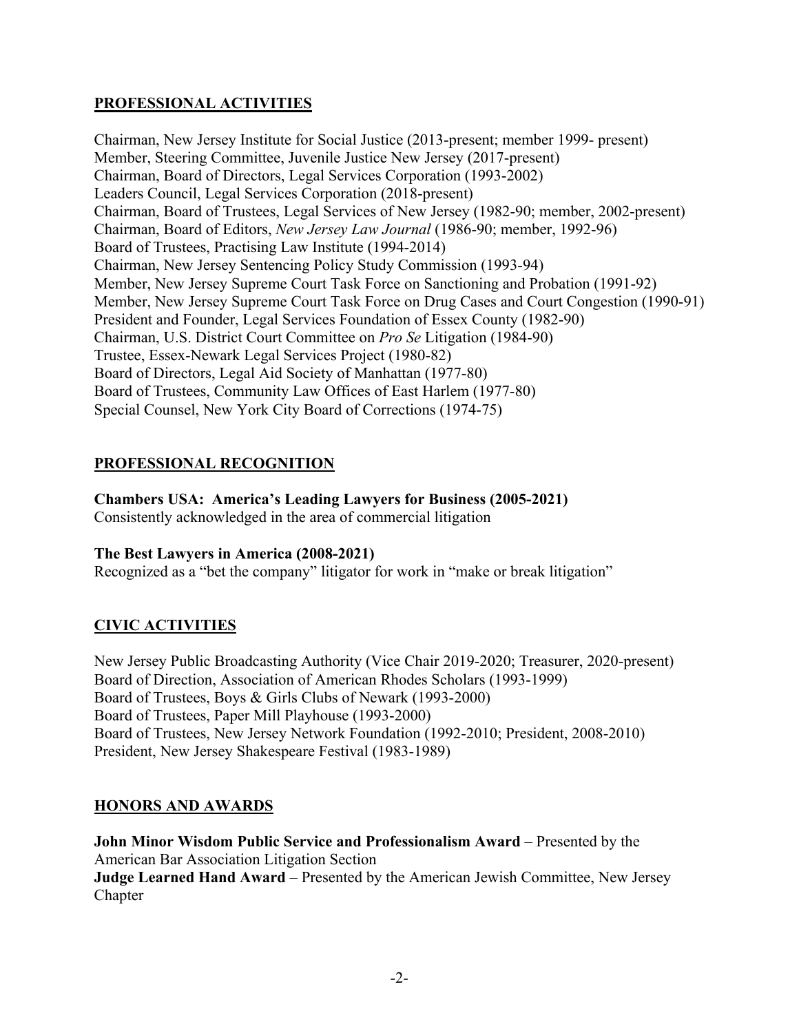## PROFESSIONAL ACTIVITIES

Chairman, New Jersey Institute for Social Justice (2013-present; member 1999- present)
Member, Steering Committee, Juvenile Justice New Jersey (2017-present)
Chairman, Board of Directors, Legal Services Corporation (1993-2002)
Leaders Council, Legal Services Corporation (2018-present)
Chairman, Board of Trustees, Legal Services of New Jersey (1982-90; member, 2002-present)
Chairman, Board of Editors, *New Jersey Law Journal* (1986-90; member, 1992-96)
Board of Trustees, Practising Law Institute (1994-2014)
Chairman, New Jersey Sentencing Policy Study Commission (1993-94)
Member, New Jersey Supreme Court Task Force on Sanctioning and Probation (1991-92)
Member, New Jersey Supreme Court Task Force on Drug Cases and Court Congestion (1990-91)
President and Founder, Legal Services Foundation of Essex County (1982-90)
Chairman, U.S. District Court Committee on *Pro Se* Litigation (1984-90)
Trustee, Essex-Newark Legal Services Project (1980-82)
Board of Directors, Legal Aid Society of Manhattan (1977-80)
Board of Trustees, Community Law Offices of East Harlem (1977-80)
Special Counsel, New York City Board of Corrections (1974-75)

## PROFESSIONAL RECOGNITION

**Chambers USA: America's Leading Lawyers for Business (2005-2021)**
Consistently acknowledged in the area of commercial litigation

**The Best Lawyers in America (2008-2021)**
Recognized as a "bet the company" litigator for work in "make or break litigation"

## CIVIC ACTIVITIES

New Jersey Public Broadcasting Authority (Vice Chair 2019-2020; Treasurer, 2020-present)
Board of Direction, Association of American Rhodes Scholars (1993-1999)
Board of Trustees, Boys & Girls Clubs of Newark (1993-2000)
Board of Trustees, Paper Mill Playhouse (1993-2000)
Board of Trustees, New Jersey Network Foundation (1992-2010; President, 2008-2010)
President, New Jersey Shakespeare Festival (1983-1989)

## HONORS AND AWARDS

**John Minor Wisdom Public Service and Professionalism Award** – Presented by the American Bar Association Litigation Section
**Judge Learned Hand Award** – Presented by the American Jewish Committee, New Jersey Chapter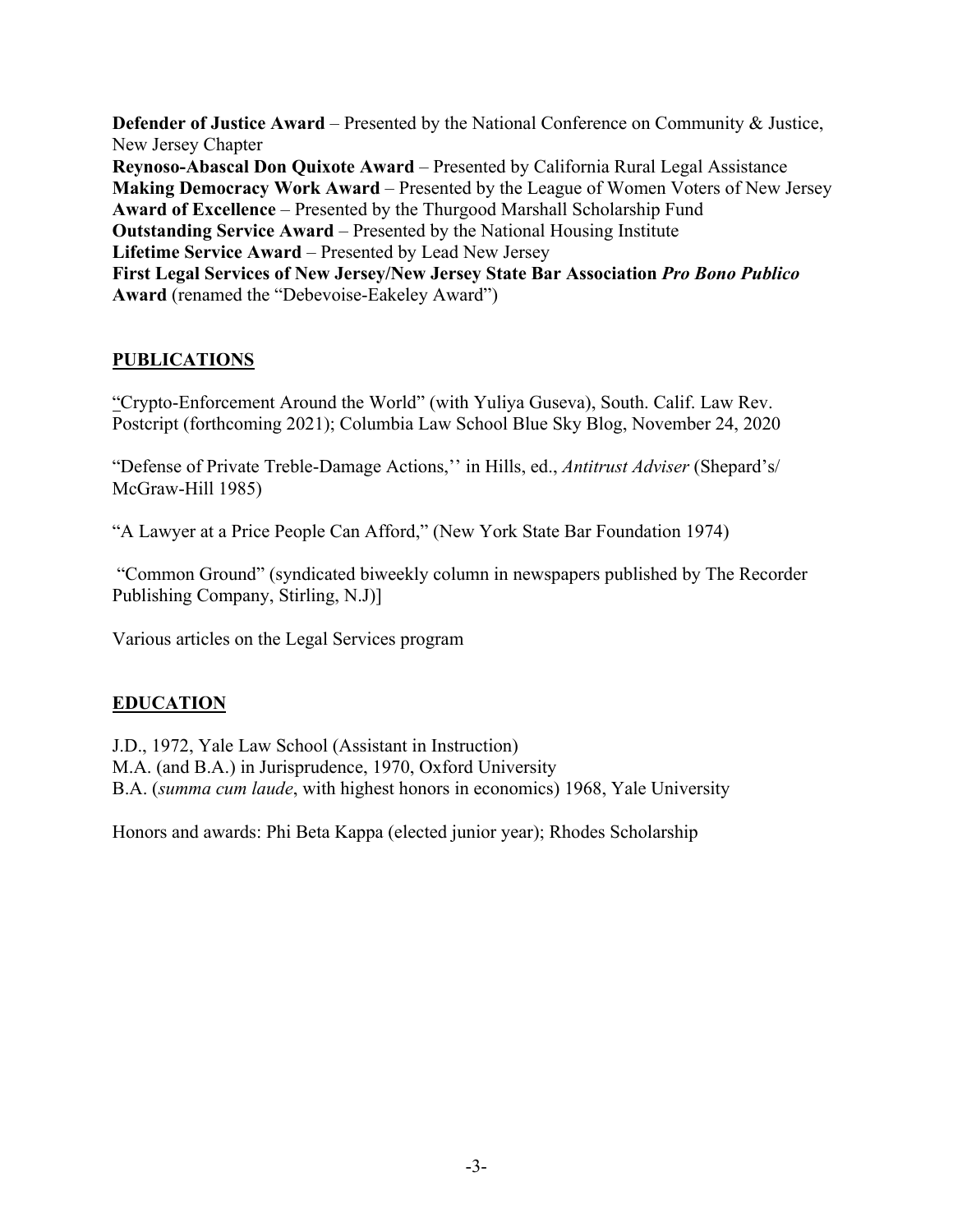**Defender of Justice Award** – Presented by the National Conference on Community & Justice, New Jersey Chapter
**Reynoso-Abascal Don Quixote Award** – Presented by California Rural Legal Assistance
**Making Democracy Work Award** – Presented by the League of Women Voters of New Jersey
**Award of Excellence** – Presented by the Thurgood Marshall Scholarship Fund
**Outstanding Service Award** – Presented by the National Housing Institute
**Lifetime Service Award** – Presented by Lead New Jersey
**First Legal Services of New Jersey/New Jersey State Bar Association *Pro Bono Publico* Award** (renamed the "Debevoise-Eakeley Award")

## PUBLICATIONS

"Crypto-Enforcement Around the World" (with Yuliya Guseva), South. Calif. Law Rev. Postcript (forthcoming 2021); Columbia Law School Blue Sky Blog, November 24, 2020

"Defense of Private Treble-Damage Actions,'' in Hills, ed., *Antitrust Adviser* (Shepard's/ McGraw-Hill 1985)

"A Lawyer at a Price People Can Afford," (New York State Bar Foundation 1974)

"Common Ground" (syndicated biweekly column in newspapers published by The Recorder Publishing Company, Stirling, N.J)]

Various articles on the Legal Services program

## EDUCATION

J.D., 1972, Yale Law School (Assistant in Instruction)
M.A. (and B.A.) in Jurisprudence, 1970, Oxford University
B.A. (*summa cum laude*, with highest honors in economics) 1968, Yale University

Honors and awards: Phi Beta Kappa (elected junior year); Rhodes Scholarship